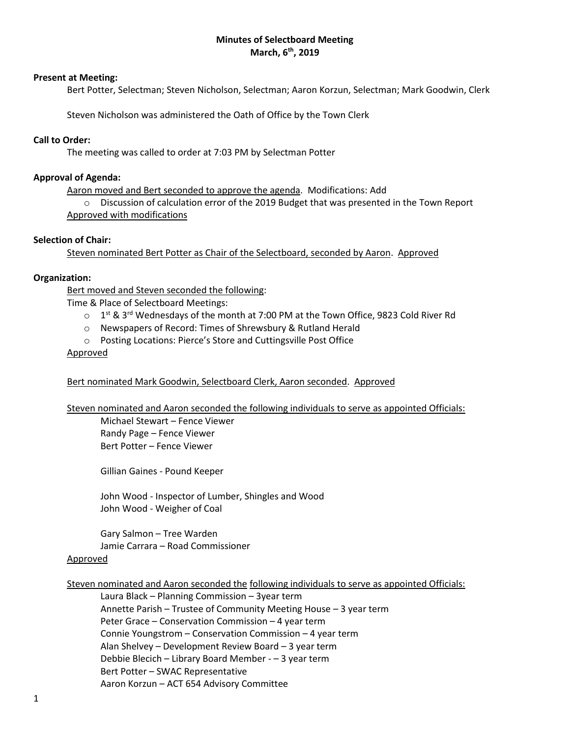# Minutes of Selectboard Meeting
## March, 6th, 2019

**Present at Meeting:**

Bert Potter, Selectman; Steven Nicholson, Selectman; Aaron Korzun, Selectman; Mark Goodwin, Clerk

Steven Nicholson was administered the Oath of Office by the Town Clerk

**Call to Order:**

The meeting was called to order at 7:03 PM by Selectman Potter

**Approval of Agenda:**

Aaron moved and Bert seconded to approve the agenda. Modifications: Add

- Discussion of calculation error of the 2019 Budget that was presented in the Town Report

Approved with modifications

**Selection of Chair:**

Steven nominated Bert Potter as Chair of the Selectboard, seconded by Aaron. Approved

**Organization:**

Bert moved and Steven seconded the following:

Time & Place of Selectboard Meetings:

- 1st & 3rd Wednesdays of the month at 7:00 PM at the Town Office, 9823 Cold River Rd
- Newspapers of Record: Times of Shrewsbury & Rutland Herald
- Posting Locations: Pierce's Store and Cuttingsville Post Office

Approved

Bert nominated Mark Goodwin, Selectboard Clerk, Aaron seconded. Approved

Steven nominated and Aaron seconded the following individuals to serve as appointed Officials:

Michael Stewart – Fence Viewer
Randy Page – Fence Viewer
Bert Potter – Fence Viewer

Gillian Gaines - Pound Keeper

John Wood - Inspector of Lumber, Shingles and Wood
John Wood - Weigher of Coal

Gary Salmon – Tree Warden
Jamie Carrara – Road Commissioner

Approved

Steven nominated and Aaron seconded the following individuals to serve as appointed Officials:

Laura Black – Planning Commission – 3year term
Annette Parish – Trustee of Community Meeting House – 3 year term
Peter Grace – Conservation Commission – 4 year term
Connie Youngstrom – Conservation Commission – 4 year term
Alan Shelvey – Development Review Board – 3 year term
Debbie Blecich – Library Board Member - – 3 year term
Bert Potter – SWAC Representative
Aaron Korzun – ACT 654 Advisory Committee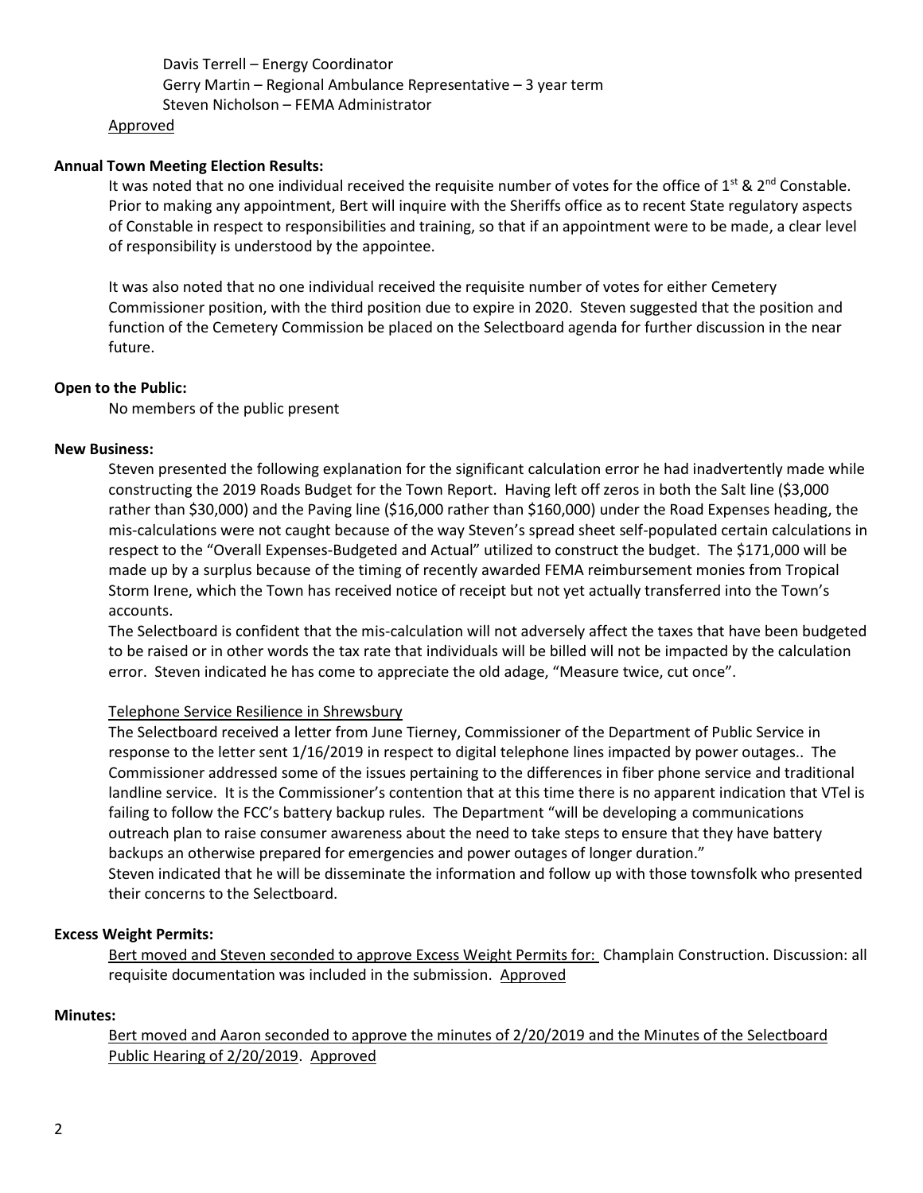Davis Terrell – Energy Coordinator
Gerry Martin – Regional Ambulance Representative – 3 year term
Steven Nicholson – FEMA Administrator

Approved

**Annual Town Meeting Election Results:**

It was noted that no one individual received the requisite number of votes for the office of 1st & 2nd Constable. Prior to making any appointment, Bert will inquire with the Sheriffs office as to recent State regulatory aspects of Constable in respect to responsibilities and training, so that if an appointment were to be made, a clear level of responsibility is understood by the appointee.

It was also noted that no one individual received the requisite number of votes for either Cemetery Commissioner position, with the third position due to expire in 2020. Steven suggested that the position and function of the Cemetery Commission be placed on the Selectboard agenda for further discussion in the near future.

**Open to the Public:**

No members of the public present

**New Business:**

Steven presented the following explanation for the significant calculation error he had inadvertently made while constructing the 2019 Roads Budget for the Town Report. Having left off zeros in both the Salt line ($3,000 rather than $30,000) and the Paving line ($16,000 rather than $160,000) under the Road Expenses heading, the mis-calculations were not caught because of the way Steven's spread sheet self-populated certain calculations in respect to the "Overall Expenses-Budgeted and Actual" utilized to construct the budget. The $171,000 will be made up by a surplus because of the timing of recently awarded FEMA reimbursement monies from Tropical Storm Irene, which the Town has received notice of receipt but not yet actually transferred into the Town's accounts.

The Selectboard is confident that the mis-calculation will not adversely affect the taxes that have been budgeted to be raised or in other words the tax rate that individuals will be billed will not be impacted by the calculation error. Steven indicated he has come to appreciate the old adage, "Measure twice, cut once".

Telephone Service Resilience in Shrewsbury

The Selectboard received a letter from June Tierney, Commissioner of the Department of Public Service in response to the letter sent 1/16/2019 in respect to digital telephone lines impacted by power outages.. The Commissioner addressed some of the issues pertaining to the differences in fiber phone service and traditional landline service. It is the Commissioner's contention that at this time there is no apparent indication that VTel is failing to follow the FCC's battery backup rules. The Department "will be developing a communications outreach plan to raise consumer awareness about the need to take steps to ensure that they have battery backups an otherwise prepared for emergencies and power outages of longer duration."

Steven indicated that he will be disseminate the information and follow up with those townsfolk who presented their concerns to the Selectboard.

**Excess Weight Permits:**

Bert moved and Steven seconded to approve Excess Weight Permits for: Champlain Construction. Discussion: all requisite documentation was included in the submission. Approved

**Minutes:**

Bert moved and Aaron seconded to approve the minutes of 2/20/2019 and the Minutes of the Selectboard Public Hearing of 2/20/2019. Approved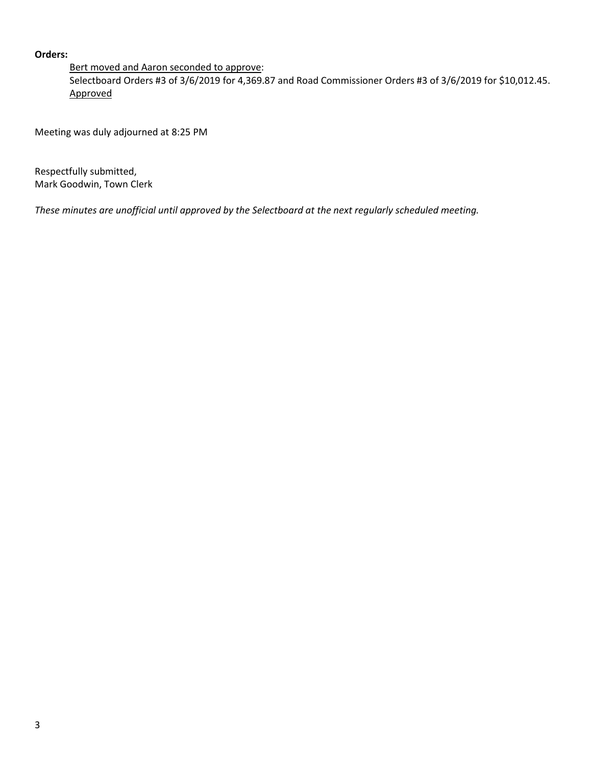**Orders:**

<u>Bert moved and Aaron seconded to approve</u>:
Selectboard Orders #3 of 3/6/2019 for 4,369.87 and Road Commissioner Orders #3 of 3/6/2019 for $10,012.45.
<u>Approved</u>

Meeting was duly adjourned at 8:25 PM

Respectfully submitted,
Mark Goodwin, Town Clerk

*These minutes are unofficial until approved by the Selectboard at the next regularly scheduled meeting.*